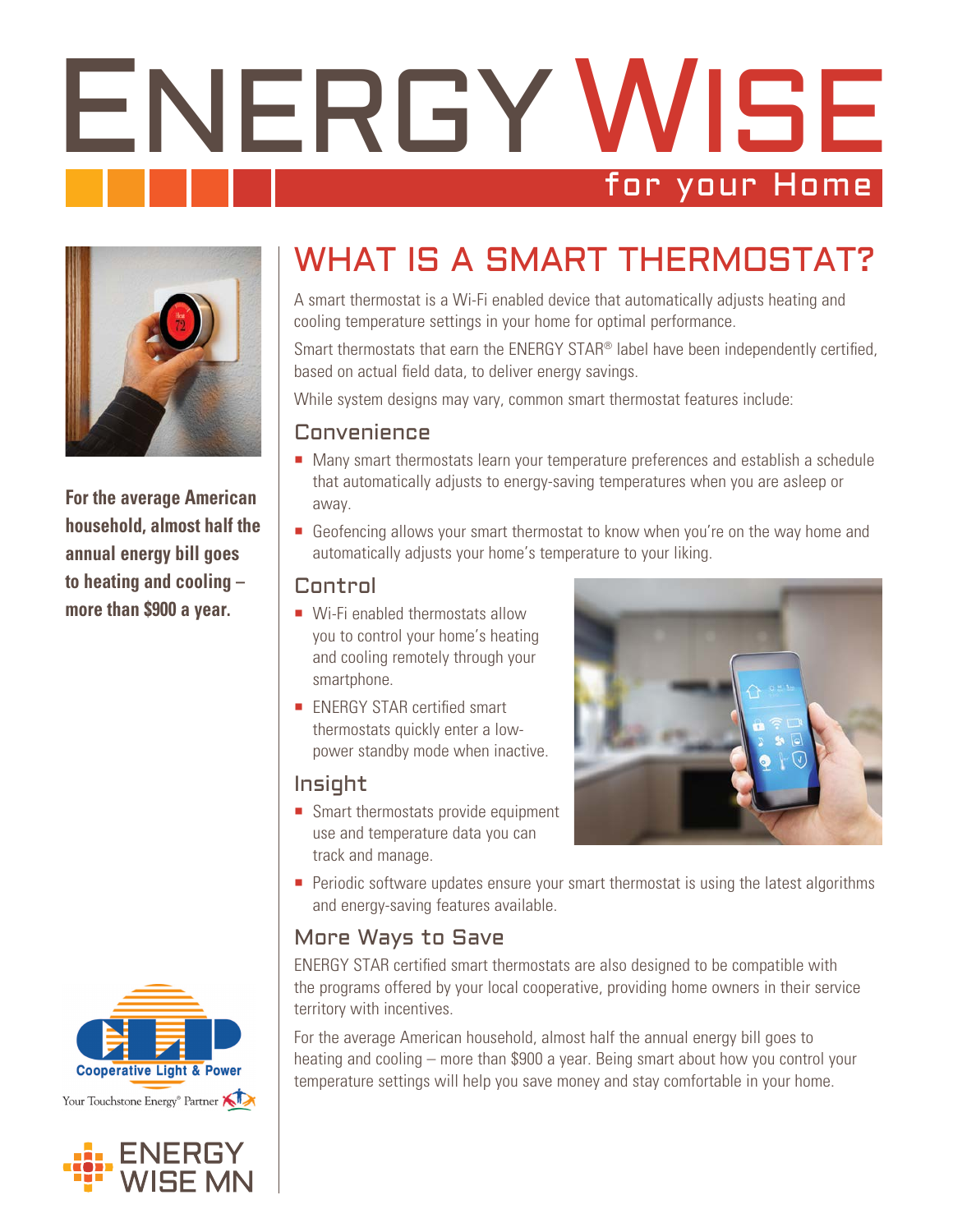# ENERGY WISE

for your Home

**For the average American household, almost half the annual energy bill goes to heating and cooling – more than $900 a year.**

## WHAT IS A SMART THERMOSTAT?

A smart thermostat is a Wi-Fi enabled device that automatically adjusts heating and cooling temperature settings in your home for optimal performance.

Smart thermostats that earn the ENERGY STAR® label have been independently certified, based on actual field data, to deliver energy savings.

While system designs may vary, common smart thermostat features include:

### Convenience

- Many smart thermostats learn your temperature preferences and establish a schedule that automatically adjusts to energy-saving temperatures when you are asleep or away.
- Geofencing allows your smart thermostat to know when you're on the way home and automatically adjusts your home's temperature to your liking.

### Control

- Wi-Fi enabled thermostats allow you to control your home's heating and cooling remotely through your smartphone.
- ENERGY STAR certified smart thermostats quickly enter a low-power standby mode when inactive.

### Insight

- Smart thermostats provide equipment use and temperature data you can track and manage.
- Periodic software updates ensure your smart thermostat is using the latest algorithms and energy-saving features available.

### More Ways to Save

ENERGY STAR certified smart thermostats are also designed to be compatible with the programs offered by your local cooperative, providing home owners in their service territory with incentives.

For the average American household, almost half the annual energy bill goes to heating and cooling – more than $900 a year. Being smart about how you control your temperature settings will help you save money and stay comfortable in your home.

Cooperative Light & Power

Your Touchstone Energy® Partner

ENERGY WISE MN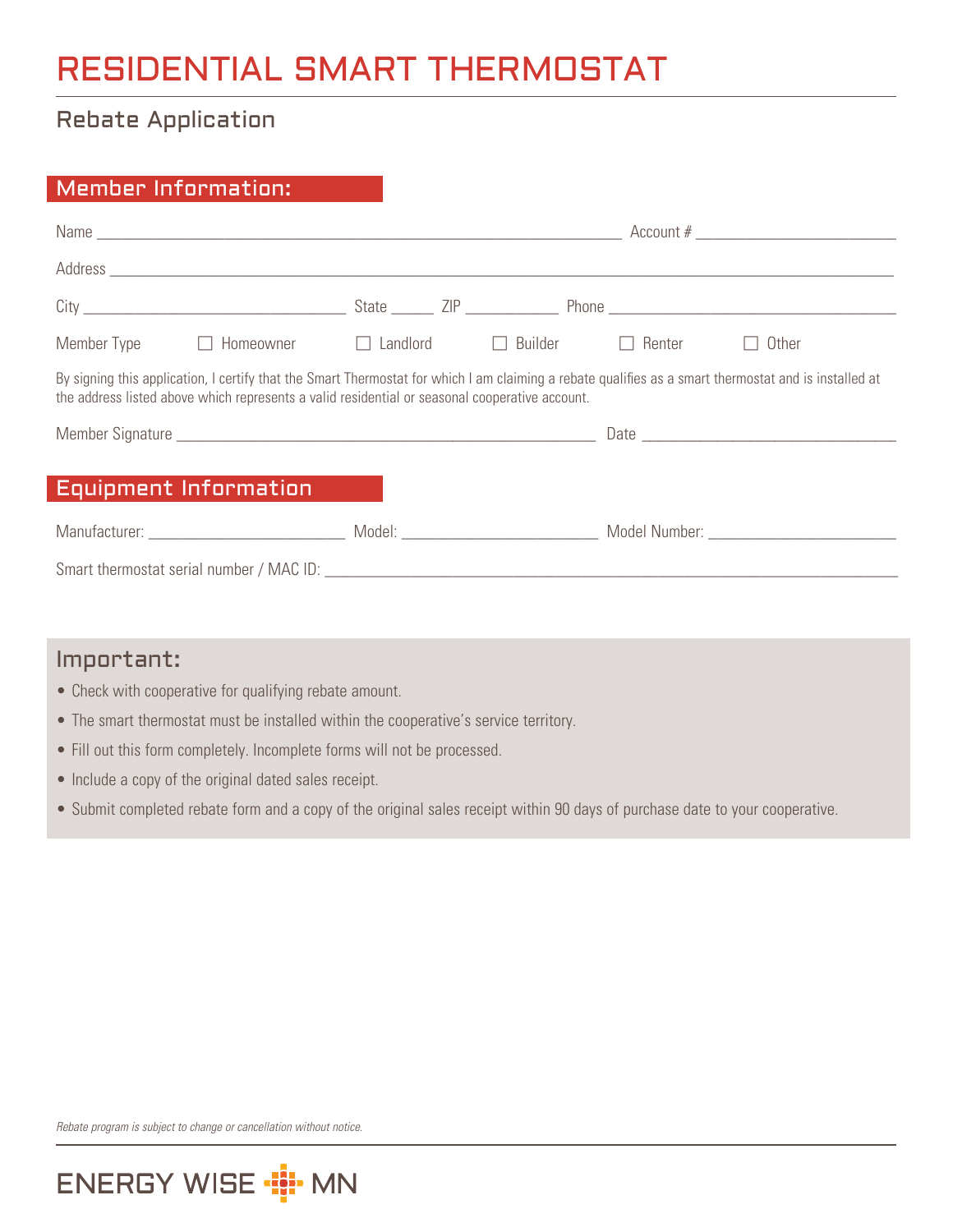# RESIDENTIAL SMART THERMOSTAT

## Rebate Application

### Member Information:

Name ______________________________________________ Account # __________________

Address ______________________________________________________________________

City ________________________ State _____ ZIP _________ Phone ___________________________

Member Type ☐ Homeowner ☐ Landlord ☐ Builder ☐ Renter ☐ Other

By signing this application, I certify that the Smart Thermostat for which I am claiming a rebate qualifies as a smart thermostat and is installed at the address listed above which represents a valid residential or seasonal cooperative account.

Member Signature ____________________________________ Date _______________________

### Equipment Information

Manufacturer: __________________ Model: __________________ Model Number: __________________

Smart thermostat serial number / MAC ID: ______________________________________________________

### Important:

- Check with cooperative for qualifying rebate amount.
- The smart thermostat must be installed within the cooperative's service territory.
- Fill out this form completely. Incomplete forms will not be processed.
- Include a copy of the original dated sales receipt.
- Submit completed rebate form and a copy of the original sales receipt within 90 days of purchase date to your cooperative.

*Rebate program is subject to change or cancellation without notice.*

ENERGY WISE MN